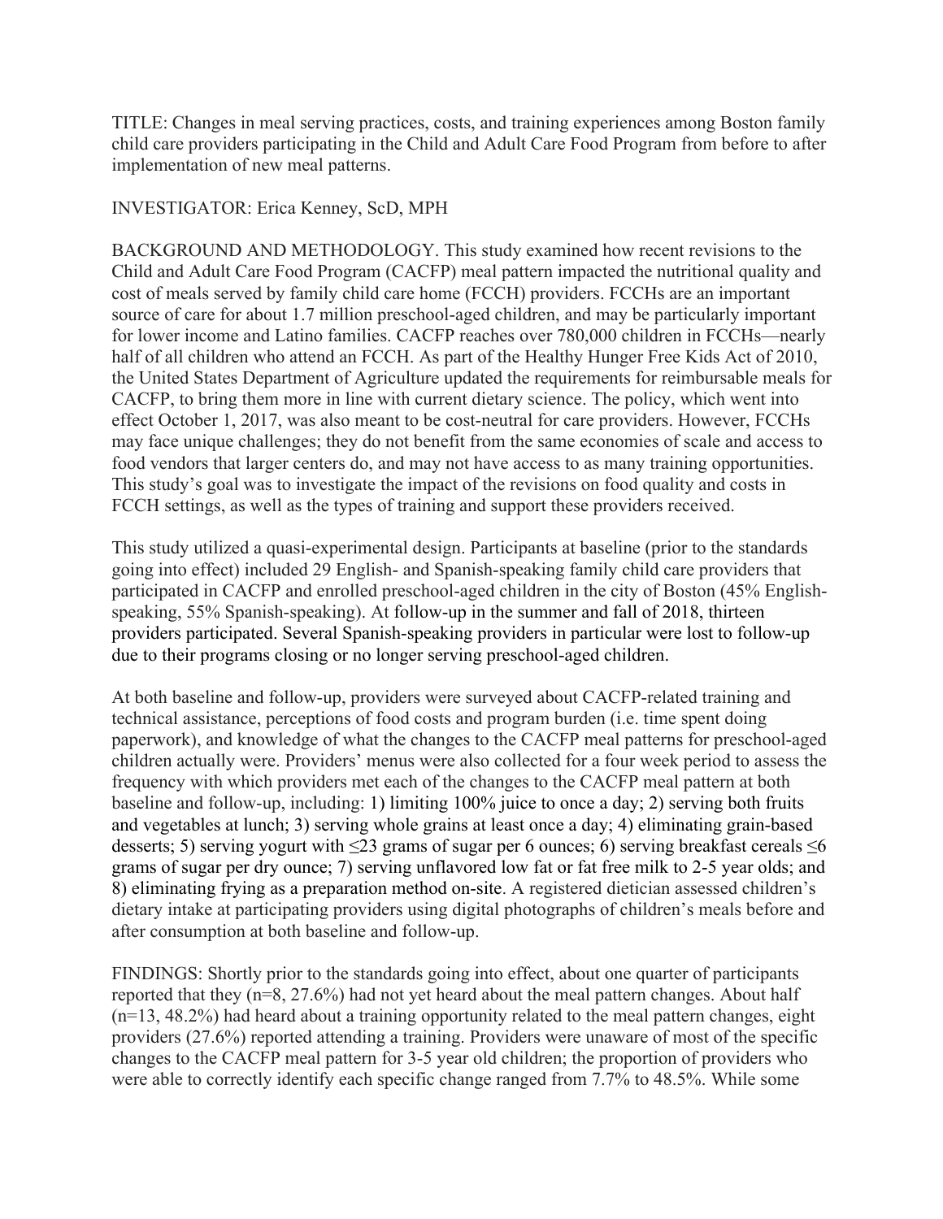TITLE: Changes in meal serving practices, costs, and training experiences among Boston family child care providers participating in the Child and Adult Care Food Program from before to after implementation of new meal patterns.

INVESTIGATOR: Erica Kenney, ScD, MPH

BACKGROUND AND METHODOLOGY. This study examined how recent revisions to the Child and Adult Care Food Program (CACFP) meal pattern impacted the nutritional quality and cost of meals served by family child care home (FCCH) providers. FCCHs are an important source of care for about 1.7 million preschool-aged children, and may be particularly important for lower income and Latino families. CACFP reaches over 780,000 children in FCCHs—nearly half of all children who attend an FCCH. As part of the Healthy Hunger Free Kids Act of 2010, the United States Department of Agriculture updated the requirements for reimbursable meals for CACFP, to bring them more in line with current dietary science. The policy, which went into effect October 1, 2017, was also meant to be cost-neutral for care providers. However, FCCHs may face unique challenges; they do not benefit from the same economies of scale and access to food vendors that larger centers do, and may not have access to as many training opportunities. This study's goal was to investigate the impact of the revisions on food quality and costs in FCCH settings, as well as the types of training and support these providers received.

This study utilized a quasi-experimental design. Participants at baseline (prior to the standards going into effect) included 29 English- and Spanish-speaking family child care providers that participated in CACFP and enrolled preschool-aged children in the city of Boston (45% English-speaking, 55% Spanish-speaking). At follow-up in the summer and fall of 2018, thirteen providers participated. Several Spanish-speaking providers in particular were lost to follow-up due to their programs closing or no longer serving preschool-aged children.

At both baseline and follow-up, providers were surveyed about CACFP-related training and technical assistance, perceptions of food costs and program burden (i.e. time spent doing paperwork), and knowledge of what the changes to the CACFP meal patterns for preschool-aged children actually were. Providers' menus were also collected for a four week period to assess the frequency with which providers met each of the changes to the CACFP meal pattern at both baseline and follow-up, including: 1) limiting 100% juice to once a day; 2) serving both fruits and vegetables at lunch; 3) serving whole grains at least once a day; 4) eliminating grain-based desserts; 5) serving yogurt with ≤23 grams of sugar per 6 ounces; 6) serving breakfast cereals ≤6 grams of sugar per dry ounce; 7) serving unflavored low fat or fat free milk to 2-5 year olds; and 8) eliminating frying as a preparation method on-site. A registered dietician assessed children's dietary intake at participating providers using digital photographs of children's meals before and after consumption at both baseline and follow-up.

FINDINGS: Shortly prior to the standards going into effect, about one quarter of participants reported that they (n=8, 27.6%) had not yet heard about the meal pattern changes. About half (n=13, 48.2%) had heard about a training opportunity related to the meal pattern changes, eight providers (27.6%) reported attending a training. Providers were unaware of most of the specific changes to the CACFP meal pattern for 3-5 year old children; the proportion of providers who were able to correctly identify each specific change ranged from 7.7% to 48.5%. While some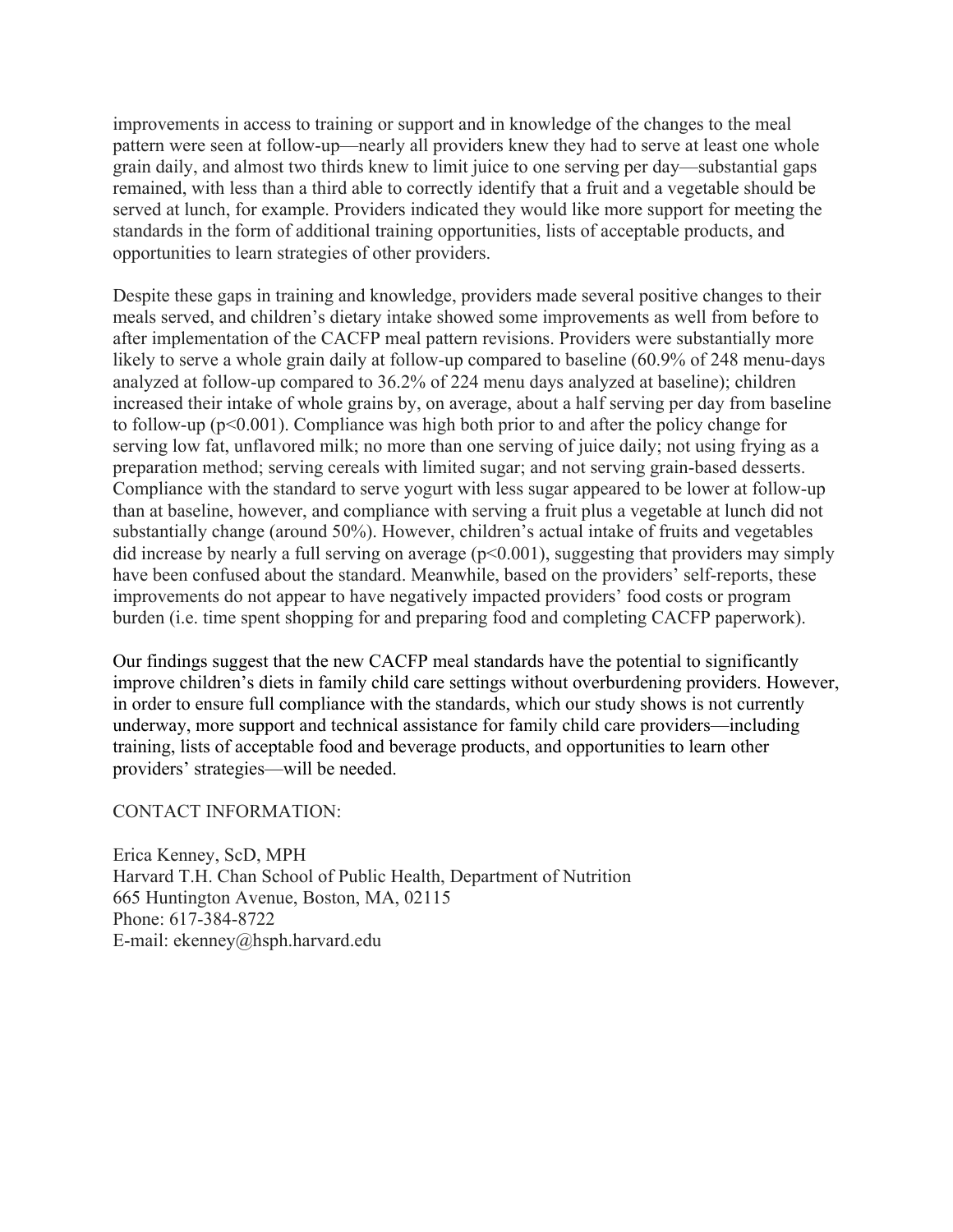improvements in access to training or support and in knowledge of the changes to the meal pattern were seen at follow-up—nearly all providers knew they had to serve at least one whole grain daily, and almost two thirds knew to limit juice to one serving per day—substantial gaps remained, with less than a third able to correctly identify that a fruit and a vegetable should be served at lunch, for example. Providers indicated they would like more support for meeting the standards in the form of additional training opportunities, lists of acceptable products, and opportunities to learn strategies of other providers.

Despite these gaps in training and knowledge, providers made several positive changes to their meals served, and children's dietary intake showed some improvements as well from before to after implementation of the CACFP meal pattern revisions. Providers were substantially more likely to serve a whole grain daily at follow-up compared to baseline (60.9% of 248 menu-days analyzed at follow-up compared to 36.2% of 224 menu days analyzed at baseline); children increased their intake of whole grains by, on average, about a half serving per day from baseline to follow-up ($p<0.001$). Compliance was high both prior to and after the policy change for serving low fat, unflavored milk; no more than one serving of juice daily; not using frying as a preparation method; serving cereals with limited sugar; and not serving grain-based desserts. Compliance with the standard to serve yogurt with less sugar appeared to be lower at follow-up than at baseline, however, and compliance with serving a fruit plus a vegetable at lunch did not substantially change (around 50%). However, children's actual intake of fruits and vegetables did increase by nearly a full serving on average ($p<0.001$), suggesting that providers may simply have been confused about the standard. Meanwhile, based on the providers' self-reports, these improvements do not appear to have negatively impacted providers' food costs or program burden (i.e. time spent shopping for and preparing food and completing CACFP paperwork).

Our findings suggest that the new CACFP meal standards have the potential to significantly improve children's diets in family child care settings without overburdening providers. However, in order to ensure full compliance with the standards, which our study shows is not currently underway, more support and technical assistance for family child care providers—including training, lists of acceptable food and beverage products, and opportunities to learn other providers' strategies—will be needed.

CONTACT INFORMATION:

Erica Kenney, ScD, MPH
Harvard T.H. Chan School of Public Health, Department of Nutrition
665 Huntington Avenue, Boston, MA, 02115
Phone: 617-384-8722
E-mail: ekenney@hsph.harvard.edu